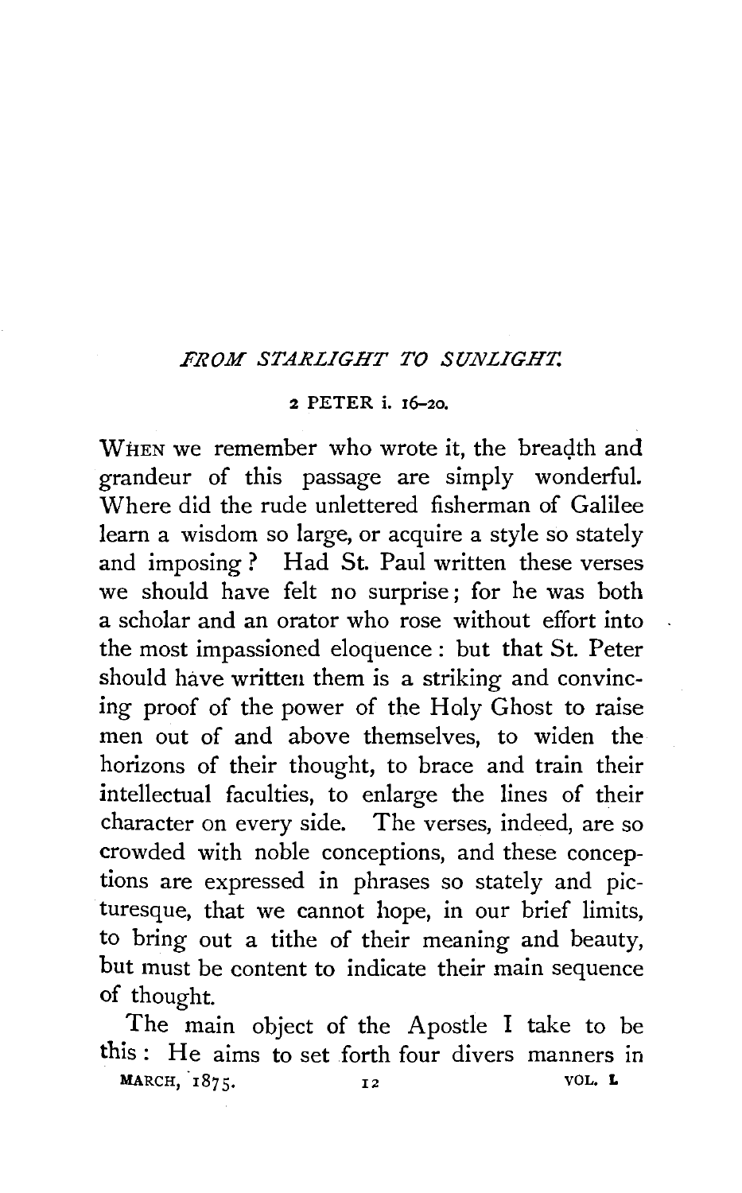## *FROM STARLIGHT TO SUNLIGHT.*

### 2 PETER i. 16–20.

WHEN we remember who wrote it, the breadth and grandeur of this passage are simply wonderful. Where did the rude unlettered fisherman of Galilee learn a wisdom so large, or acquire a style so stately and imposing? Had St. Paul written these verses we should have felt no surprise; for he was both a scholar and an orator who rose without effort into the most impassioned eloquence: but that St. Peter should have written them is a striking and convincing proof of the power of the Holy Ghost to raise men out of and above themselves, to widen the horizons of their thought, to brace and train their intellectual faculties, to enlarge the lines of their character on every side. The verses, indeed, are so crowded with noble conceptions, and these conceptions are expressed in phrases so stately and picturesque, that we cannot hope, in our brief limits, to bring out a tithe of their meaning and beauty, but must be content to indicate their main sequence of thought.

The main object of the Apostle I take to be this: He aims to set forth four divers manners in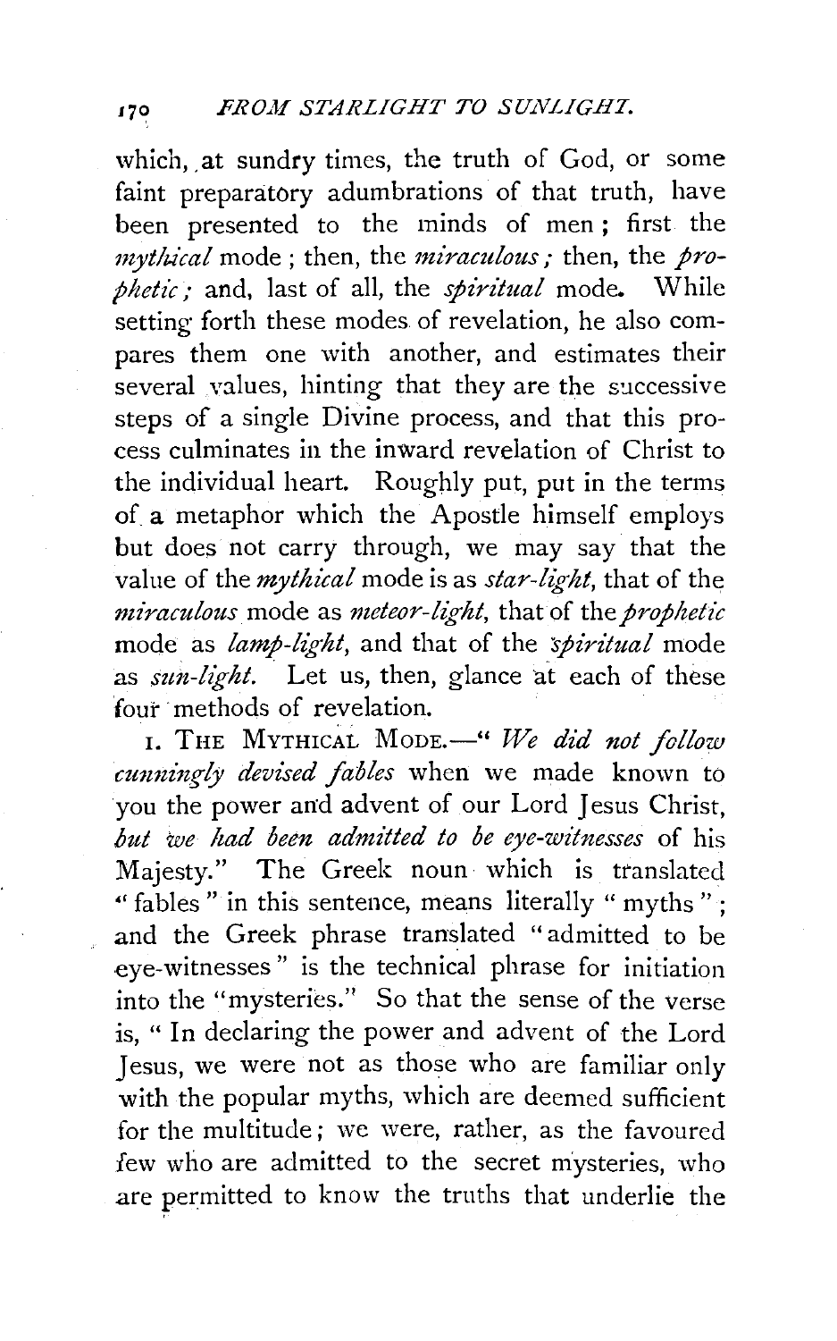which, at sundry times, the truth of God, or some faint preparatory adumbrations of that truth, have been presented to the minds of men; first the *mythical* mode; then, the *miraculous;* then, the *prophetic;* and, last of all, the *spiritual* mode. While setting forth these modes of revelation, he also compares them one with another, and estimates their several values, hinting that they are the successive steps of a single Divine process, and that this process culminates in the inward revelation of Christ to the individual heart. Roughly put, put in the terms of a metaphor which the Apostle himself employs but does not carry through, we may say that the value of the *mythical* mode is as *star-light,* that of the *miraculous* mode as *meteor-light,* that of the *prophetic* mode as *lamp-light,* and that of the *spiritual* mode as *sun-light.* Let us, then, glance at each of these four methods of revelation.

1. The Mythical Mode.—"*We did not follow cunningly devised fables* when we made known to you the power and advent of our Lord Jesus Christ, *but we had been admitted to be eye-witnesses* of his Majesty." The Greek noun which is translated "fables" in this sentence, means literally "myths"; and the Greek phrase translated "admitted to be eye-witnesses" is the technical phrase for initiation into the "mysteries." So that the sense of the verse is, "In declaring the power and advent of the Lord Jesus, we were not as those who are familiar only with the popular myths, which are deemed sufficient for the multitude; we were, rather, as the favoured few who are admitted to the secret mysteries, who are permitted to know the truths that underlie the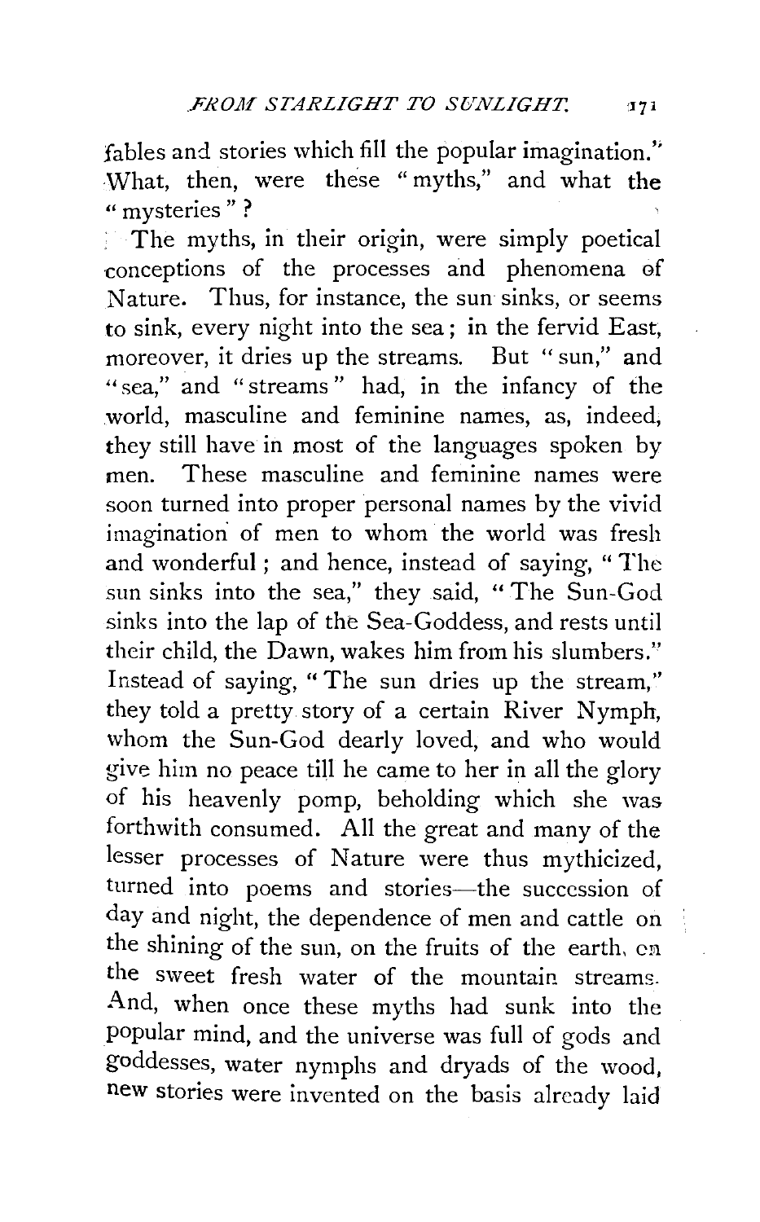fables and stories which fill the popular imagination." What, then, were these "myths," and what the "mysteries"?

The myths, in their origin, were simply poetical conceptions of the processes and phenomena of Nature. Thus, for instance, the sun sinks, or seems to sink, every night into the sea; in the fervid East, moreover, it dries up the streams. But "sun," and "sea," and "streams" had, in the infancy of the world, masculine and feminine names, as, indeed, they still have in most of the languages spoken by men. These masculine and feminine names were soon turned into proper personal names by the vivid imagination of men to whom the world was fresh and wonderful; and hence, instead of saying, "The sun sinks into the sea," they said, "The Sun-God sinks into the lap of the Sea-Goddess, and rests until their child, the Dawn, wakes him from his slumbers." Instead of saying, "The sun dries up the stream," they told a pretty story of a certain River Nymph, whom the Sun-God dearly loved, and who would give him no peace till he came to her in all the glory of his heavenly pomp, beholding which she was forthwith consumed. All the great and many of the lesser processes of Nature were thus mythicized, turned into poems and stories—the succession of day and night, the dependence of men and cattle on the shining of the sun, on the fruits of the earth, on the sweet fresh water of the mountain streams. And, when once these myths had sunk into the popular mind, and the universe was full of gods and goddesses, water nymphs and dryads of the wood, new stories were invented on the basis already laid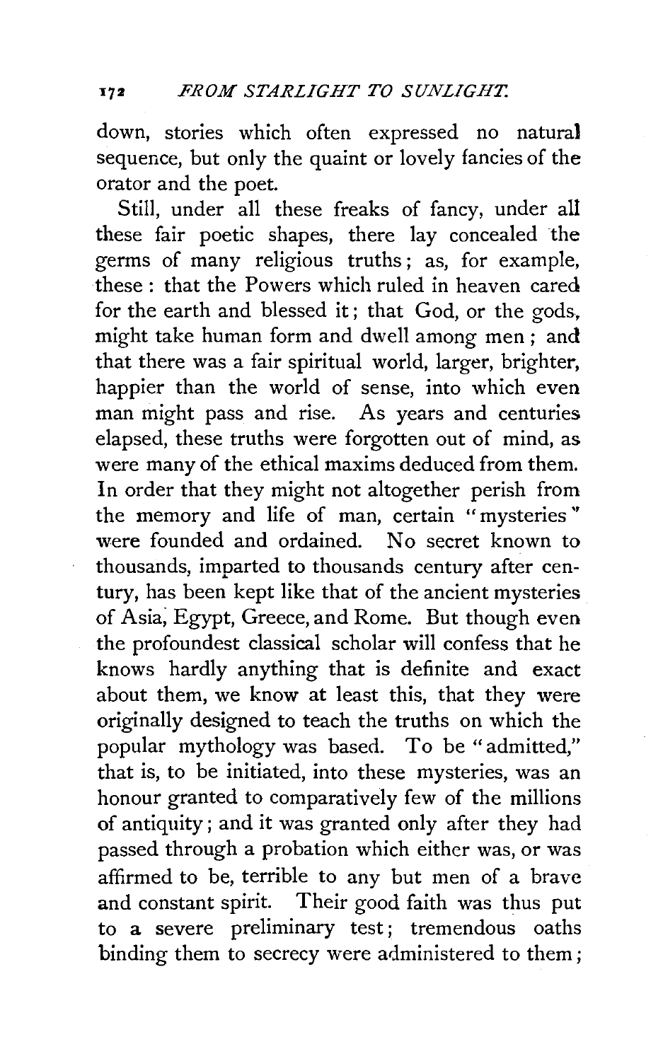down, stories which often expressed no natural sequence, but only the quaint or lovely fancies of the orator and the poet.

Still, under all these freaks of fancy, under all these fair poetic shapes, there lay concealed the germs of many religious truths; as, for example, these: that the Powers which ruled in heaven cared for the earth and blessed it; that God, or the gods, might take human form and dwell among men; and that there was a fair spiritual world, larger, brighter, happier than the world of sense, into which even man might pass and rise. As years and centuries elapsed, these truths were forgotten out of mind, as were many of the ethical maxims deduced from them. In order that they might not altogether perish from the memory and life of man, certain "mysteries" were founded and ordained. No secret known to thousands, imparted to thousands century after century, has been kept like that of the ancient mysteries of Asia, Egypt, Greece, and Rome. But though even the profoundest classical scholar will confess that he knows hardly anything that is definite and exact about them, we know at least this, that they were originally designed to teach the truths on which the popular mythology was based. To be "admitted," that is, to be initiated, into these mysteries, was an honour granted to comparatively few of the millions of antiquity; and it was granted only after they had passed through a probation which either was, or was affirmed to be, terrible to any but men of a brave and constant spirit. Their good faith was thus put to a severe preliminary test; tremendous oaths binding them to secrecy were administered to them;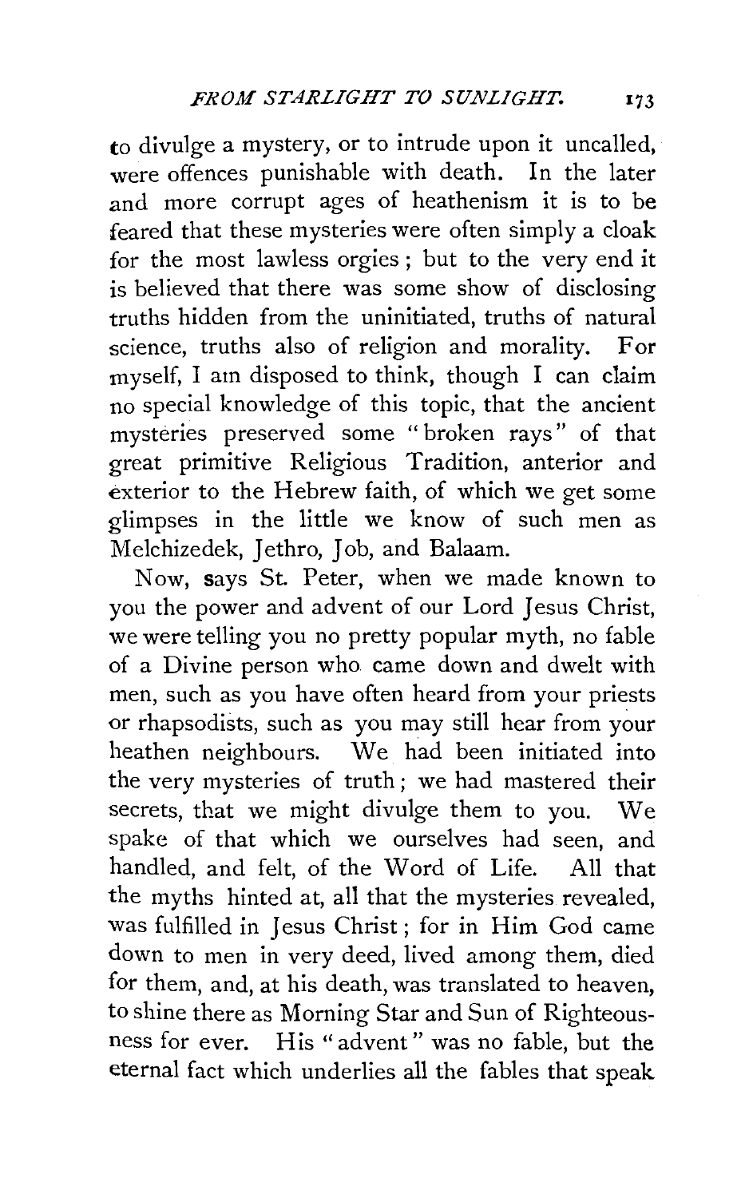to divulge a mystery, or to intrude upon it uncalled, were offences punishable with death. In the later and more corrupt ages of heathenism it is to be feared that these mysteries were often simply a cloak for the most lawless orgies; but to the very end it is believed that there was some show of disclosing truths hidden from the uninitiated, truths of natural science, truths also of religion and morality. For myself, I am disposed to think, though I can claim no special knowledge of this topic, that the ancient mysteries preserved some "broken rays" of that great primitive Religious Tradition, anterior and exterior to the Hebrew faith, of which we get some glimpses in the little we know of such men as Melchizedek, Jethro, Job, and Balaam.

Now, says St. Peter, when we made known to you the power and advent of our Lord Jesus Christ, we were telling you no pretty popular myth, no fable of a Divine person who came down and dwelt with men, such as you have often heard from your priests or rhapsodists, such as you may still hear from your heathen neighbours. We had been initiated into the very mysteries of truth; we had mastered their secrets, that we might divulge them to you. We spake of that which we ourselves had seen, and handled, and felt, of the Word of Life. All that the myths hinted at, all that the mysteries revealed, was fulfilled in Jesus Christ; for in Him God came down to men in very deed, lived among them, died for them, and, at his death, was translated to heaven, to shine there as Morning Star and Sun of Righteousness for ever. His "advent" was no fable, but the eternal fact which underlies all the fables that speak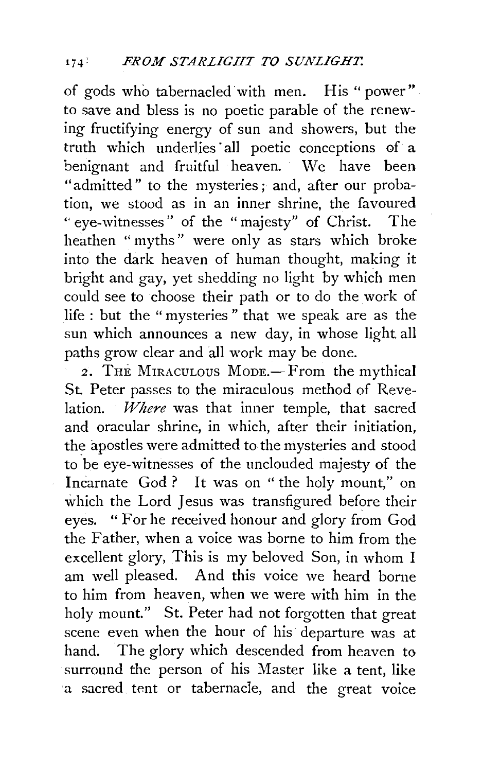of gods who tabernacled with men. His "power" to save and bless is no poetic parable of the renewing fructifying energy of sun and showers, but the truth which underlies all poetic conceptions of a benignant and fruitful heaven. We have been "admitted" to the mysteries; and, after our probation, we stood as in an inner shrine, the favoured "eye-witnesses" of the "majesty" of Christ. The heathen "myths" were only as stars which broke into the dark heaven of human thought, making it bright and gay, yet shedding no light by which men could see to choose their path or to do the work of life: but the "mysteries" that we speak are as the sun which announces a new day, in whose light all paths grow clear and all work may be done.

2. THE MIRACULOUS MODE.—From the mythical St. Peter passes to the miraculous method of Revelation. *Where* was that inner temple, that sacred and oracular shrine, in which, after their initiation, the apostles were admitted to the mysteries and stood to be eye-witnesses of the unclouded majesty of the Incarnate God? It was on "the holy mount," on which the Lord Jesus was transfigured before their eyes. "For he received honour and glory from God the Father, when a voice was borne to him from the excellent glory, This is my beloved Son, in whom I am well pleased. And this voice we heard borne to him from heaven, when we were with him in the holy mount." St. Peter had not forgotten that great scene even when the hour of his departure was at hand. The glory which descended from heaven to surround the person of his Master like a tent, like a sacred tent or tabernacle, and the great voice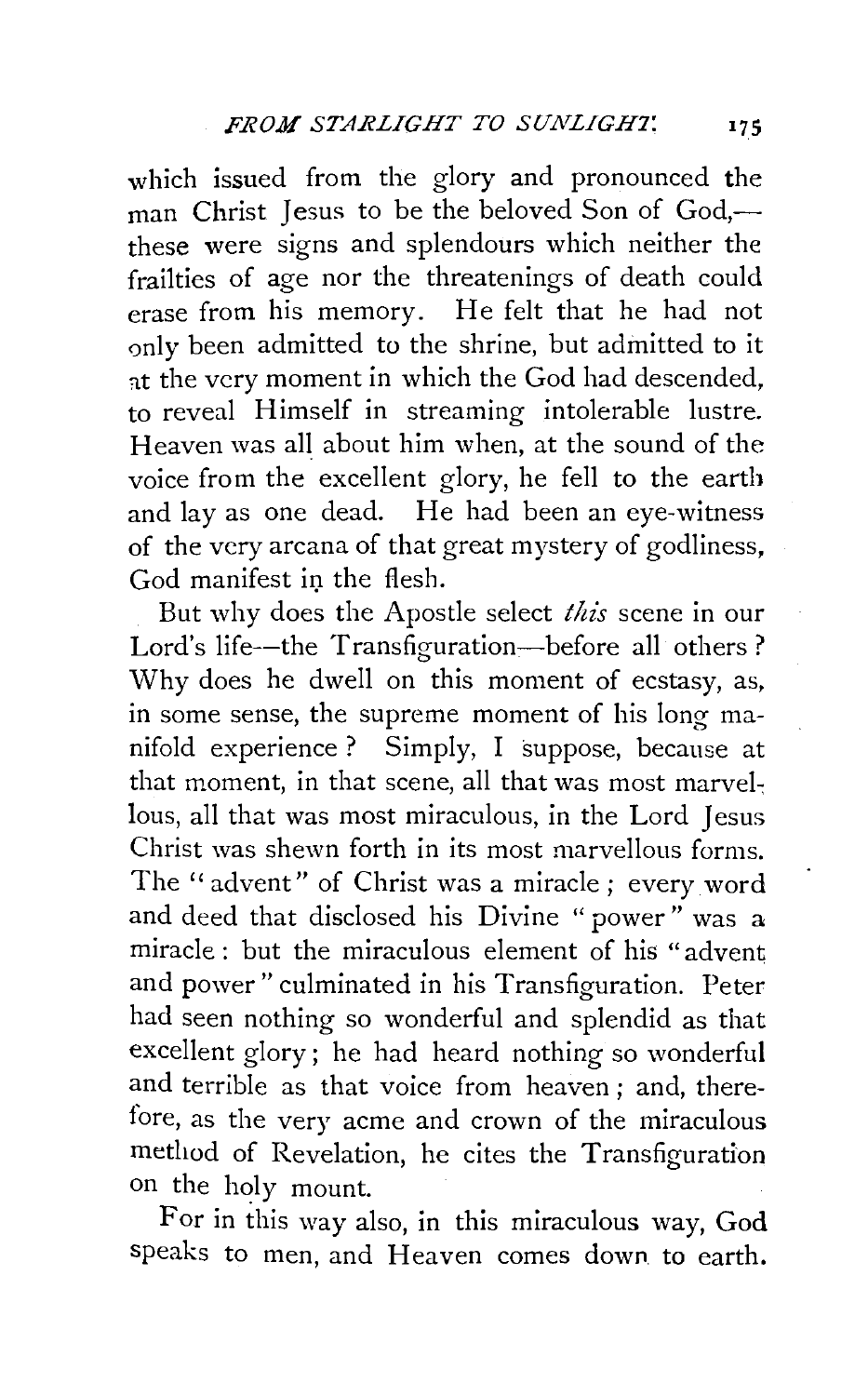which issued from the glory and pronounced the man Christ Jesus to be the beloved Son of God,—these were signs and splendours which neither the frailties of age nor the threatenings of death could erase from his memory. He felt that he had not only been admitted to the shrine, but admitted to it at the very moment in which the God had descended, to reveal Himself in streaming intolerable lustre. Heaven was all about him when, at the sound of the voice from the excellent glory, he fell to the earth and lay as one dead. He had been an eye-witness of the very arcana of that great mystery of godliness, God manifest in the flesh.

But why does the Apostle select *this* scene in our Lord's life—the Transfiguration—before all others? Why does he dwell on this moment of ecstasy, as, in some sense, the supreme moment of his long manifold experience? Simply, I suppose, because at that moment, in that scene, all that was most marvellous, all that was most miraculous, in the Lord Jesus Christ was shewn forth in its most marvellous forms. The "advent" of Christ was a miracle; every word and deed that disclosed his Divine "power" was a miracle: but the miraculous element of his "advent and power" culminated in his Transfiguration. Peter had seen nothing so wonderful and splendid as that excellent glory; he had heard nothing so wonderful and terrible as that voice from heaven; and, therefore, as the very acme and crown of the miraculous method of Revelation, he cites the Transfiguration on the holy mount.

For in this way also, in this miraculous way, God speaks to men, and Heaven comes down to earth.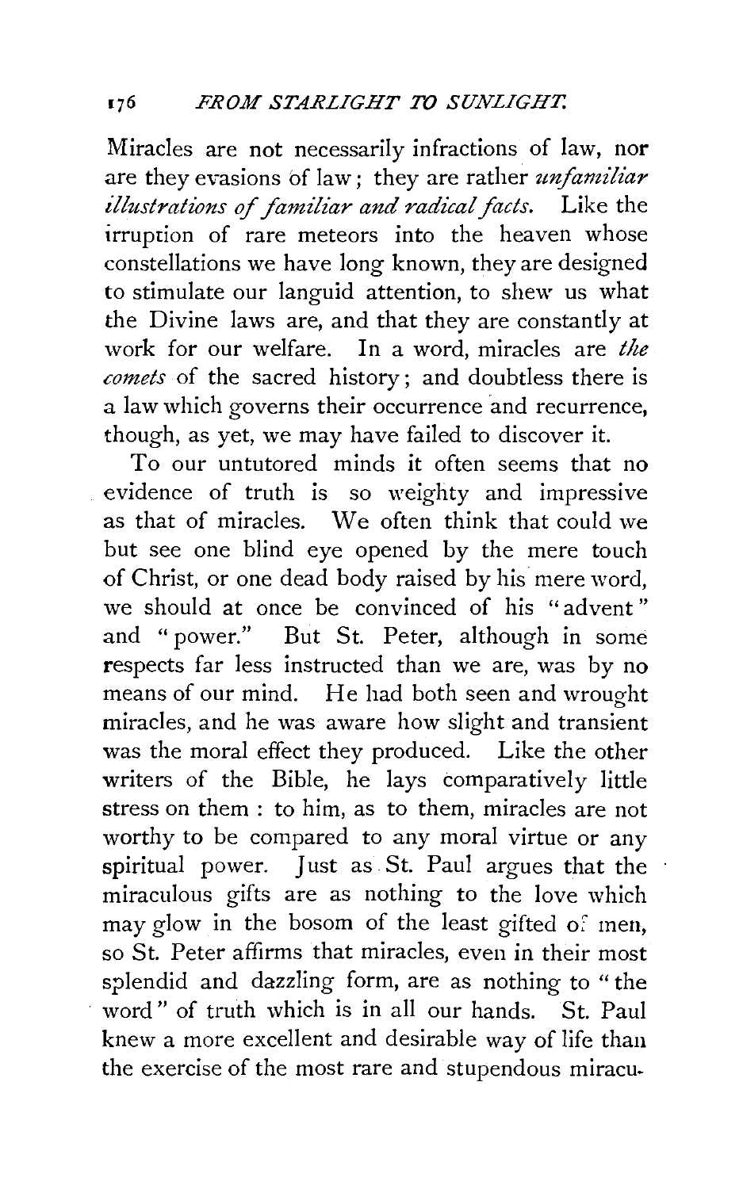Miracles are not necessarily infractions of law, nor are they evasions of law; they are rather *unfamiliar illustrations of familiar and radical facts.* Like the irruption of rare meteors into the heaven whose constellations we have long known, they are designed to stimulate our languid attention, to shew us what the Divine laws are, and that they are constantly at work for our welfare. In a word, miracles are *the comets* of the sacred history; and doubtless there is a law which governs their occurrence and recurrence, though, as yet, we may have failed to discover it.

To our untutored minds it often seems that no evidence of truth is so weighty and impressive as that of miracles. We often think that could we but see one blind eye opened by the mere touch of Christ, or one dead body raised by his mere word, we should at once be convinced of his "advent" and "power." But St. Peter, although in some respects far less instructed than we are, was by no means of our mind. He had both seen and wrought miracles, and he was aware how slight and transient was the moral effect they produced. Like the other writers of the Bible, he lays comparatively little stress on them: to him, as to them, miracles are not worthy to be compared to any moral virtue or any spiritual power. Just as St. Paul argues that the miraculous gifts are as nothing to the love which may glow in the bosom of the least gifted of men, so St. Peter affirms that miracles, even in their most splendid and dazzling form, are as nothing to "the word" of truth which is in all our hands. St. Paul knew a more excellent and desirable way of life than the exercise of the most rare and stupendous miracu-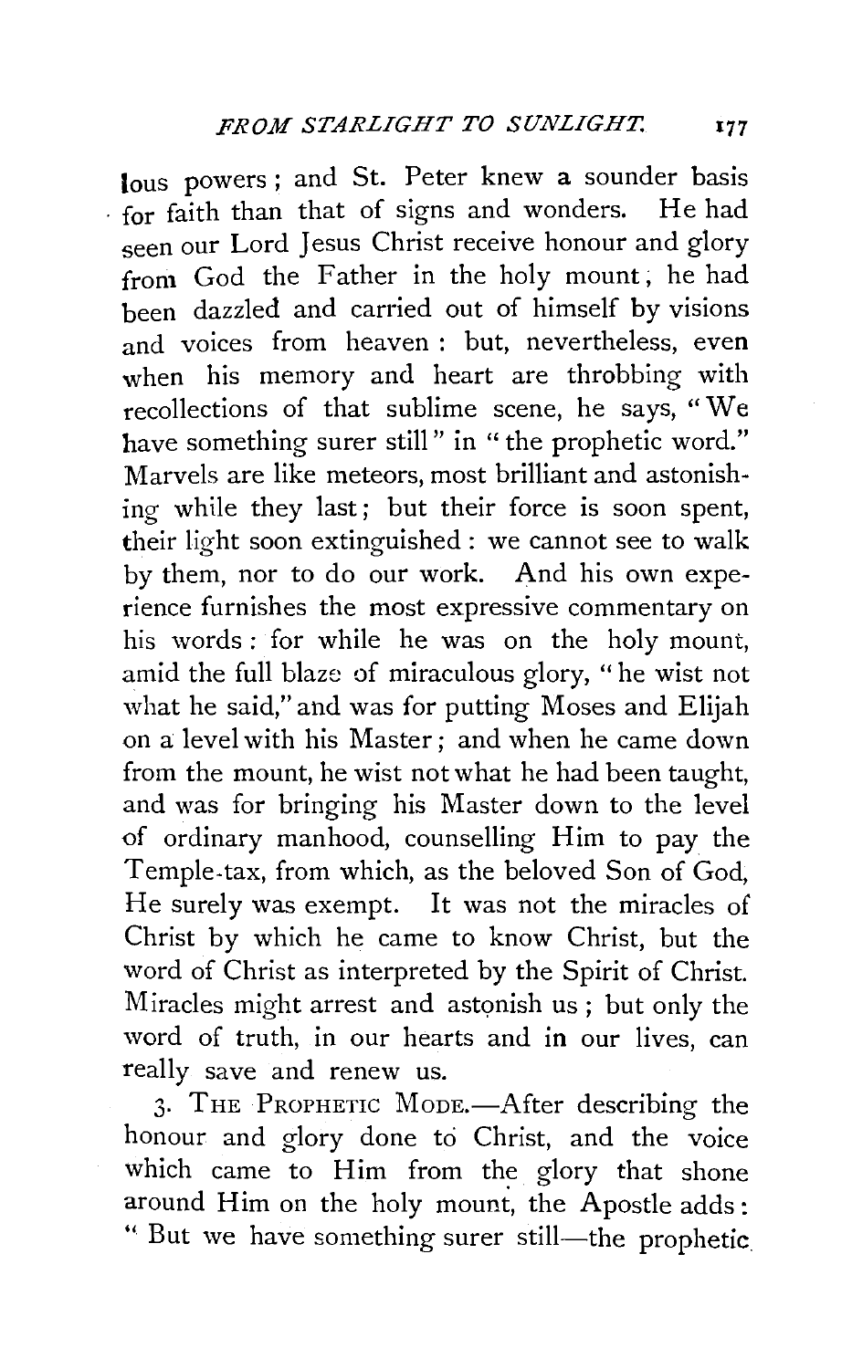lous powers; and St. Peter knew a sounder basis for faith than that of signs and wonders. He had seen our Lord Jesus Christ receive honour and glory from God the Father in the holy mount; he had been dazzled and carried out of himself by visions and voices from heaven: but, nevertheless, even when his memory and heart are throbbing with recollections of that sublime scene, he says, "We have something surer still" in "the prophetic word." Marvels are like meteors, most brilliant and astonishing while they last; but their force is soon spent, their light soon extinguished: we cannot see to walk by them, nor to do our work. And his own experience furnishes the most expressive commentary on his words: for while he was on the holy mount, amid the full blaze of miraculous glory, "he wist not what he said," and was for putting Moses and Elijah on a level with his Master; and when he came down from the mount, he wist not what he had been taught, and was for bringing his Master down to the level of ordinary manhood, counselling Him to pay the Temple-tax, from which, as the beloved Son of God, He surely was exempt. It was not the miracles of Christ by which he came to know Christ, but the word of Christ as interpreted by the Spirit of Christ. Miracles might arrest and astonish us; but only the word of truth, in our hearts and in our lives, can really save and renew us.

3. THE PROPHETIC MODE.—After describing the honour and glory done to Christ, and the voice which came to Him from the glory that shone around Him on the holy mount, the Apostle adds: "But we have something surer still—the prophetic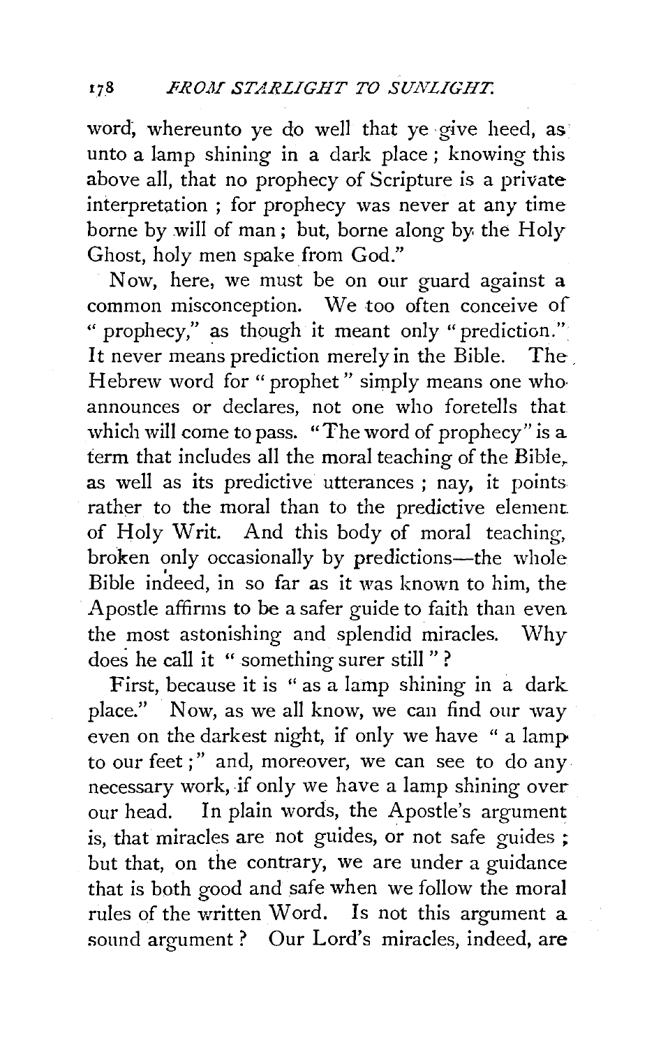word, whereunto ye do well that ye give heed, as unto a lamp shining in a dark place; knowing this above all, that no prophecy of Scripture is a private interpretation; for prophecy was never at any time borne by will of man; but, borne along by the Holy Ghost, holy men spake from God."

Now, here, we must be on our guard against a common misconception. We too often conceive of "prophecy," as though it meant only "prediction." It never means prediction merely in the Bible. The Hebrew word for "prophet" simply means one who announces or declares, not one who foretells that which will come to pass. "The word of prophecy" is a term that includes all the moral teaching of the Bible, as well as its predictive utterances; nay, it points rather to the moral than to the predictive element of Holy Writ. And this body of moral teaching, broken only occasionally by predictions—the whole Bible indeed, in so far as it was known to him, the Apostle affirms to be a safer guide to faith than even the most astonishing and splendid miracles. Why does he call it "something surer still"?

First, because it is "as a lamp shining in a dark place." Now, as we all know, we can find our way even on the darkest night, if only we have "a lamp to our feet;" and, moreover, we can see to do any necessary work, if only we have a lamp shining over our head. In plain words, the Apostle's argument is, that miracles are not guides, or not safe guides; but that, on the contrary, we are under a guidance that is both good and safe when we follow the moral rules of the written Word. Is not this argument a sound argument? Our Lord's miracles, indeed, are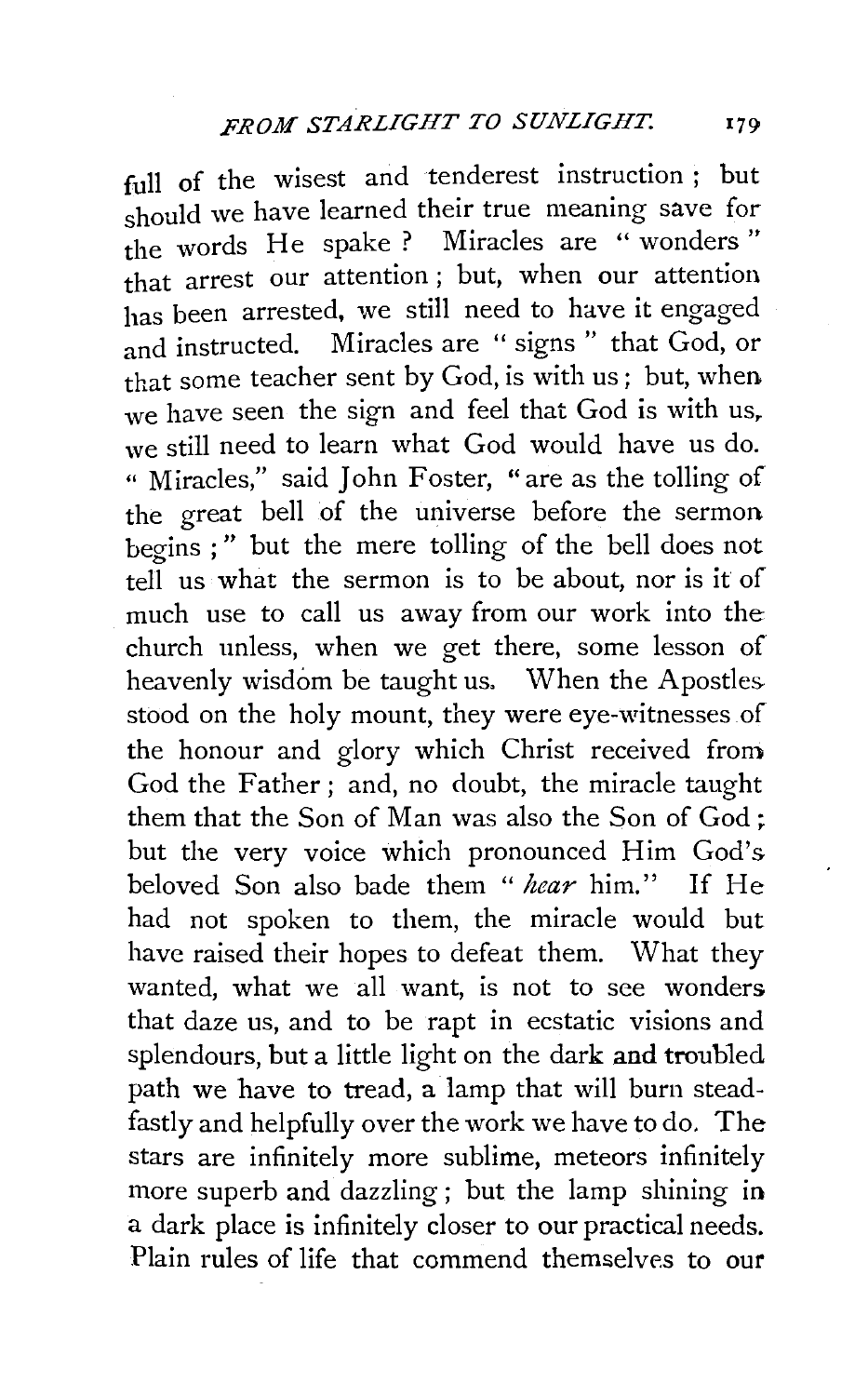full of the wisest and tenderest instruction; but should we have learned their true meaning save for the words He spake? Miracles are "wonders" that arrest our attention; but, when our attention has been arrested, we still need to have it engaged and instructed. Miracles are "signs" that God, or that some teacher sent by God, is with us; but, when we have seen the sign and feel that God is with us, we still need to learn what God would have us do. "Miracles," said John Foster, "are as the tolling of the great bell of the universe before the sermon begins;" but the mere tolling of the bell does not tell us what the sermon is to be about, nor is it of much use to call us away from our work into the church unless, when we get there, some lesson of heavenly wisdom be taught us. When the Apostles stood on the holy mount, they were eye-witnesses of the honour and glory which Christ received from God the Father; and, no doubt, the miracle taught them that the Son of Man was also the Son of God; but the very voice which pronounced Him God's beloved Son also bade them "*hear* him." If He had not spoken to them, the miracle would but have raised their hopes to defeat them. What they wanted, what we all want, is not to see wonders that daze us, and to be rapt in ecstatic visions and splendours, but a little light on the dark and troubled path we have to tread, a lamp that will burn steadfastly and helpfully over the work we have to do. The stars are infinitely more sublime, meteors infinitely more superb and dazzling; but the lamp shining in a dark place is infinitely closer to our practical needs. Plain rules of life that commend themselves to our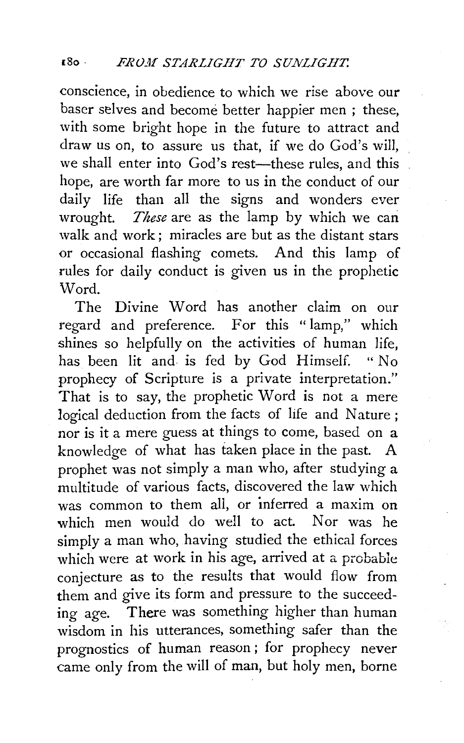conscience, in obedience to which we rise above our baser selves and become better happier men ; these, with some bright hope in the future to attract and draw us on, to assure us that, if we do God's will, we shall enter into God's rest—these rules, and this hope, are worth far more to us in the conduct of our daily life than all the signs and wonders ever wrought. *These* are as the lamp by which we can walk and work; miracles are but as the distant stars or occasional flashing comets. And this lamp of rules for daily conduct is given us in the prophetic Word.

The Divine Word has another claim on our regard and preference. For this "lamp," which shines so helpfully on the activities of human life, has been lit and is fed by God Himself. "No prophecy of Scripture is a private interpretation." That is to say, the prophetic Word is not a mere logical deduction from the facts of life and Nature ; nor is it a mere guess at things to come, based on a knowledge of what has taken place in the past. A prophet was not simply a man who, after studying a multitude of various facts, discovered the law which was common to them all, or inferred a maxim on which men would do well to act. Nor was he simply a man who, having studied the ethical forces which were at work in his age, arrived at a probable conjecture as to the results that would flow from them and give its form and pressure to the succeeding age. There was something higher than human wisdom in his utterances, something safer than the prognostics of human reason ; for prophecy never came only from the will of man, but holy men, borne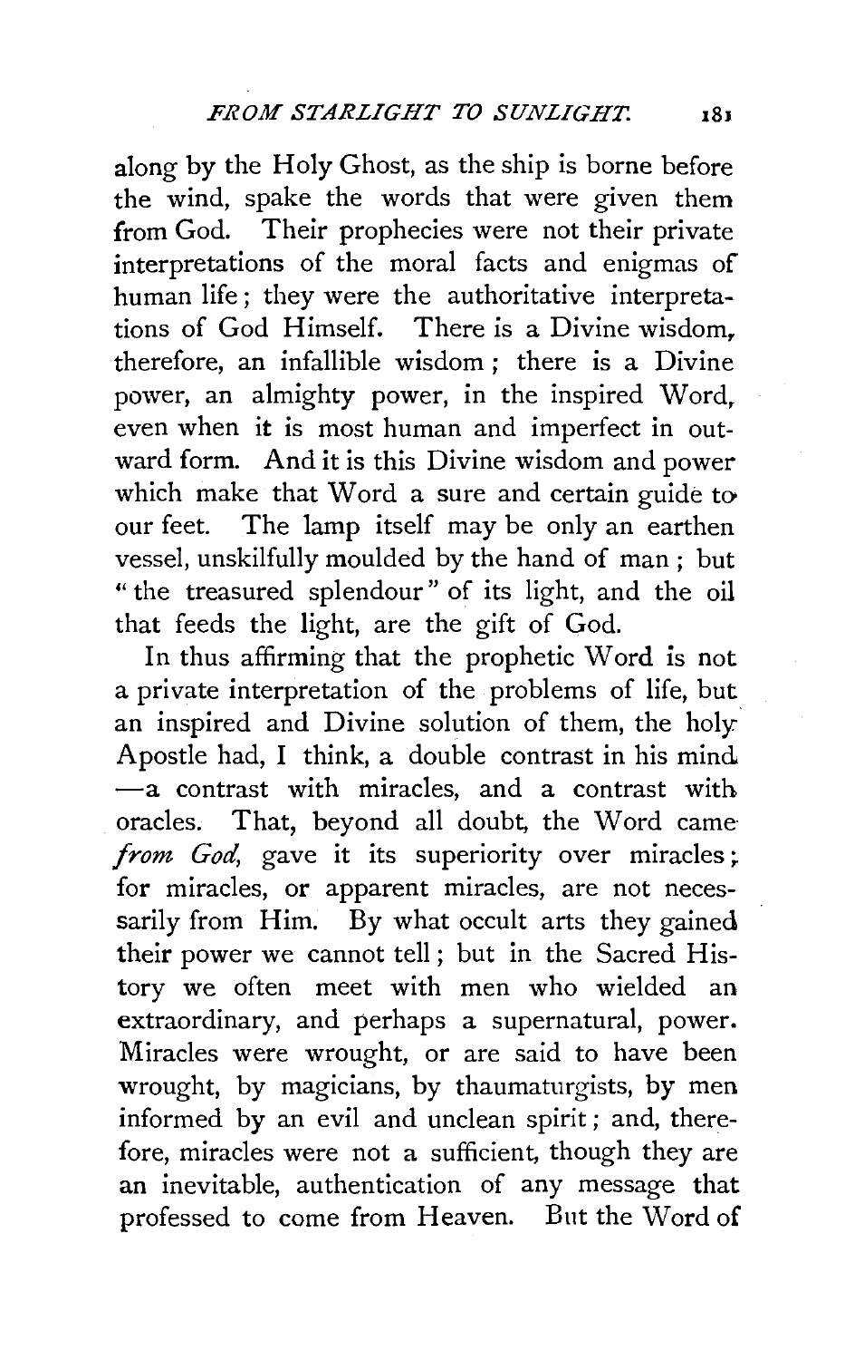along by the Holy Ghost, as the ship is borne before the wind, spake the words that were given them from God. Their prophecies were not their private interpretations of the moral facts and enigmas of human life; they were the authoritative interpretations of God Himself. There is a Divine wisdom, therefore, an infallible wisdom; there is a Divine power, an almighty power, in the inspired Word, even when it is most human and imperfect in outward form. And it is this Divine wisdom and power which make that Word a sure and certain guide to our feet. The lamp itself may be only an earthen vessel, unskilfully moulded by the hand of man; but "the treasured splendour" of its light, and the oil that feeds the light, are the gift of God.

In thus affirming that the prophetic Word is not a private interpretation of the problems of life, but an inspired and Divine solution of them, the holy Apostle had, I think, a double contrast in his mind —a contrast with miracles, and a contrast with oracles. That, beyond all doubt, the Word came *from God*, gave it its superiority over miracles; for miracles, or apparent miracles, are not necessarily from Him. By what occult arts they gained their power we cannot tell; but in the Sacred History we often meet with men who wielded an extraordinary, and perhaps a supernatural, power. Miracles were wrought, or are said to have been wrought, by magicians, by thaumaturgists, by men informed by an evil and unclean spirit; and, therefore, miracles were not a sufficient, though they are an inevitable, authentication of any message that professed to come from Heaven. But the Word of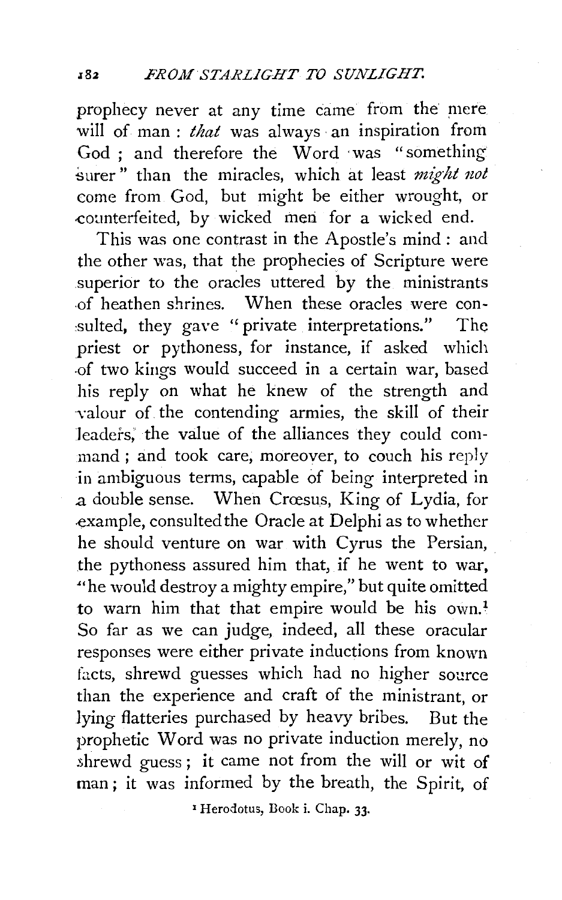prophecy never at any time came from the mere will of man : *that* was always an inspiration from God ; and therefore the Word was "something surer" than the miracles, which at least *might not* come from God, but might be either wrought, or counterfeited, by wicked men for a wicked end.

This was one contrast in the Apostle's mind : and the other was, that the prophecies of Scripture were superior to the oracles uttered by the ministrants of heathen shrines. When these oracles were consulted, they gave "private interpretations." The priest or pythoness, for instance, if asked which of two kings would succeed in a certain war, based his reply on what he knew of the strength and valour of the contending armies, the skill of their leaders, the value of the alliances they could command ; and took care, moreover, to couch his reply in ambiguous terms, capable of being interpreted in a double sense. When Crœsus, King of Lydia, for example, consulted the Oracle at Delphi as to whether he should venture on war with Cyrus the Persian, the pythoness assured him that, if he went to war, "he would destroy a mighty empire," but quite omitted to warn him that that empire would be his own.[1] So far as we can judge, indeed, all these oracular responses were either private inductions from known facts, shrewd guesses which had no higher source than the experience and craft of the ministrant, or lying flatteries purchased by heavy bribes. But the prophetic Word was no private induction merely, no shrewd guess ; it came not from the will or wit of man ; it was informed by the breath, the Spirit, of

[1] Herodotus, Book i. Chap. 33.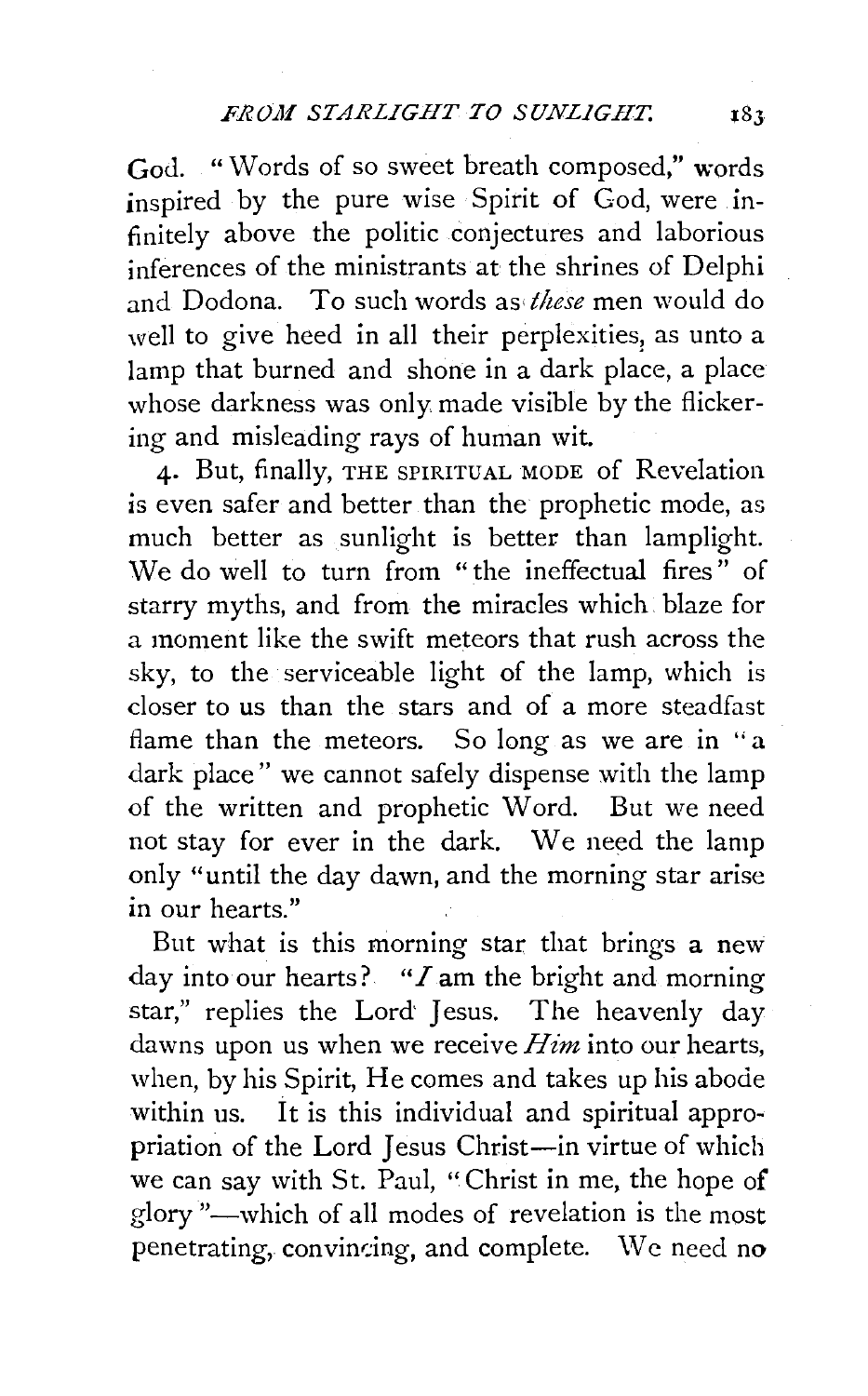God. "Words of so sweet breath composed," words inspired by the pure wise Spirit of God, were infinitely above the politic conjectures and laborious inferences of the ministrants at the shrines of Delphi and Dodona. To such words as *these* men would do well to give heed in all their perplexities, as unto a lamp that burned and shone in a dark place, a place whose darkness was only made visible by the flickering and misleading rays of human wit.

4. But, finally, THE SPIRITUAL MODE of Revelation is even safer and better than the prophetic mode, as much better as sunlight is better than lamplight. We do well to turn from "the ineffectual fires" of starry myths, and from the miracles which blaze for a moment like the swift meteors that rush across the sky, to the serviceable light of the lamp, which is closer to us than the stars and of a more steadfast flame than the meteors. So long as we are in "a dark place" we cannot safely dispense with the lamp of the written and prophetic Word. But we need not stay for ever in the dark. We need the lamp only "until the day dawn, and the morning star arise in our hearts."

But what is this morning star that brings a new day into our hearts? "*I* am the bright and morning star," replies the Lord Jesus. The heavenly day dawns upon us when we receive *Him* into our hearts, when, by his Spirit, He comes and takes up his abode within us. It is this individual and spiritual appropriation of the Lord Jesus Christ—in virtue of which we can say with St. Paul, "Christ in me, the hope of glory"—which of all modes of revelation is the most penetrating, convincing, and complete. We need no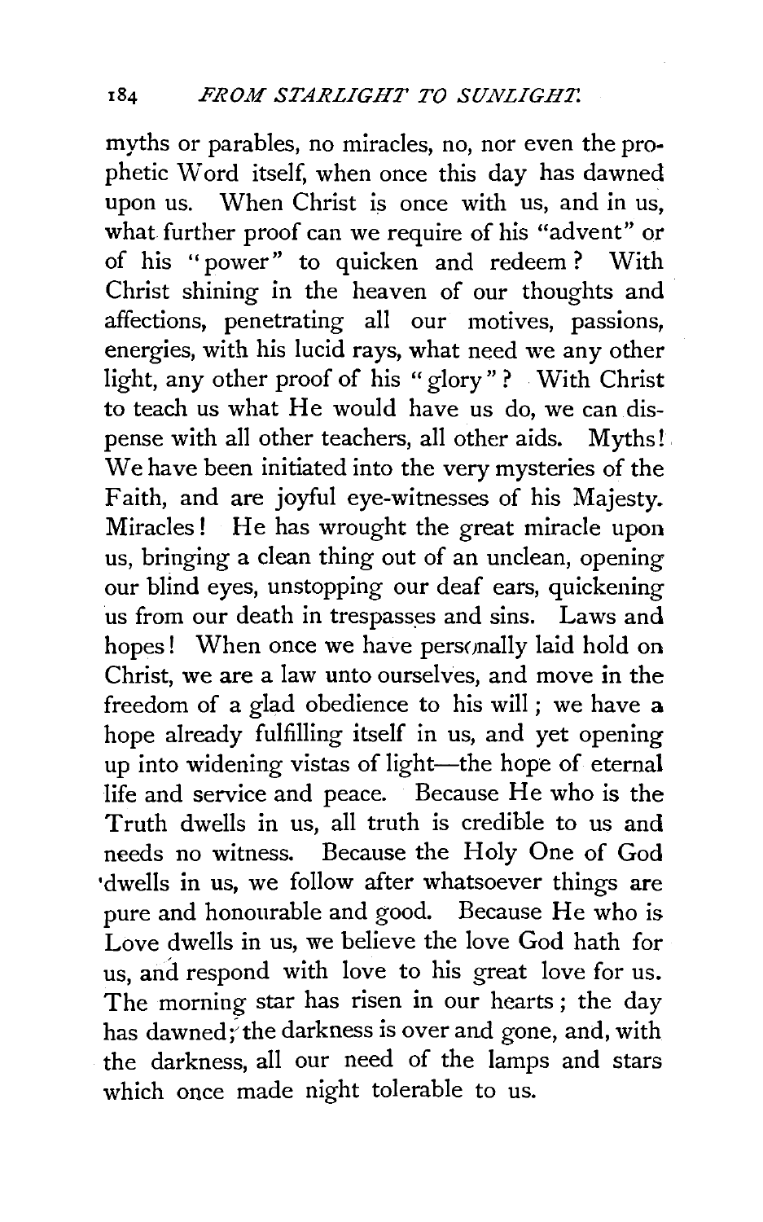myths or parables, no miracles, no, nor even the prophetic Word itself, when once this day has dawned upon us. When Christ is once with us, and in us, what further proof can we require of his "advent" or of his "power" to quicken and redeem? With Christ shining in the heaven of our thoughts and affections, penetrating all our motives, passions, energies, with his lucid rays, what need we any other light, any other proof of his "glory"? With Christ to teach us what He would have us do, we can dispense with all other teachers, all other aids. Myths! We have been initiated into the very mysteries of the Faith, and are joyful eye-witnesses of his Majesty. Miracles! He has wrought the great miracle upon us, bringing a clean thing out of an unclean, opening our blind eyes, unstopping our deaf ears, quickening us from our death in trespasses and sins. Laws and hopes! When once we have personally laid hold on Christ, we are a law unto ourselves, and move in the freedom of a glad obedience to his will; we have a hope already fulfilling itself in us, and yet opening up into widening vistas of light—the hope of eternal life and service and peace. Because He who is the Truth dwells in us, all truth is credible to us and needs no witness. Because the Holy One of God dwells in us, we follow after whatsoever things are pure and honourable and good. Because He who is Love dwells in us, we believe the love God hath for us, and respond with love to his great love for us. The morning star has risen in our hearts; the day has dawned; the darkness is over and gone, and, with the darkness, all our need of the lamps and stars which once made night tolerable to us.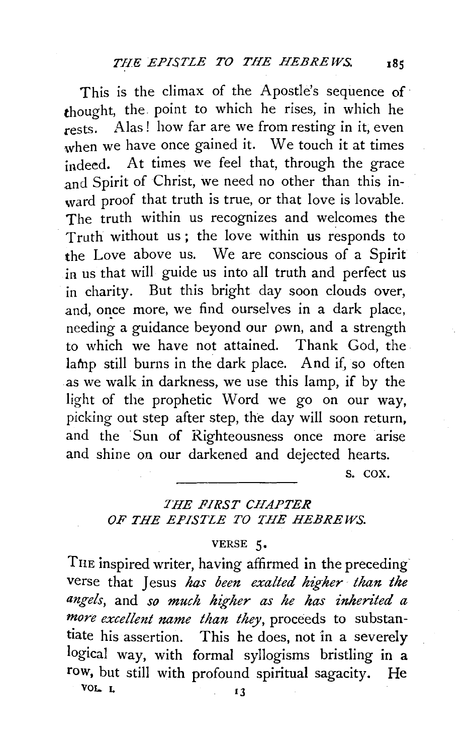This is the climax of the Apostle's sequence of thought, the point to which he rises, in which he rests. Alas! how far are we from resting in it, even when we have once gained it. We touch it at times indeed. At times we feel that, through the grace and Spirit of Christ, we need no other than this inward proof that truth is true, or that love is lovable. The truth within us recognizes and welcomes the Truth without us; the love within us responds to the Love above us. We are conscious of a Spirit in us that will guide us into all truth and perfect us in charity. But this bright day soon clouds over, and, once more, we find ourselves in a dark place, needing a guidance beyond our own, and a strength to which we have not attained. Thank God, the lamp still burns in the dark place. And if, so often as we walk in darkness, we use this lamp, if by the light of the prophetic Word we go on our way, picking out step after step, the day will soon return, and the Sun of Righteousness once more arise and shine on our darkened and dejected hearts.

S. COX.

---

## *THE FIRST CHAPTER OF THE EPISTLE TO THE HEBREWS.*

### VERSE 5.

THE inspired writer, having affirmed in the preceding verse that Jesus *has been exalted higher than the angels*, and *so much higher as he has inherited a more excellent name than they*, proceeds to substantiate his assertion. This he does, not in a severely logical way, with formal syllogisms bristling in a row, but still with profound spiritual sagacity. He